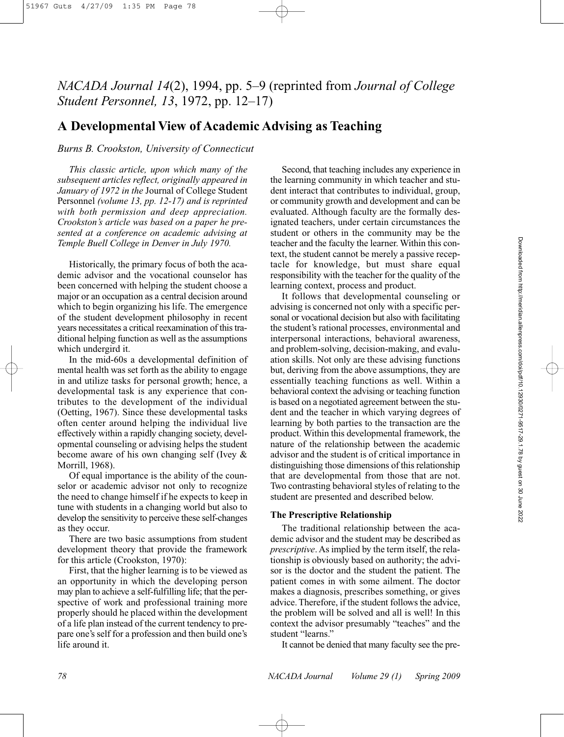*NACADA Journal 14*(2), 1994, pp. 5–9 (reprinted from *Journal of College Student Personnel, 13*, 1972, pp. 12–17)

# A Developmental View of Academic Advising as Teaching

*Burns B. Crookston, University of Connecticut*

*This classic article, upon which many of the subsequent articles reflect, originally appeared in January of 1972 in the* Journal of College Student Personnel *(volume 13, pp. 12-17) and is reprinted with both permission and deep appreciation. Crookston's article was based on a paper he presented at a conference on academic advising at Temple Buell College in Denver in July 1970.*

Historically, the primary focus of both the academic advisor and the vocational counselor has been concerned with helping the student choose a major or an occupation as a central decision around which to begin organizing his life. The emergence of the student development philosophy in recent years necessitates a critical reexamination of this traditional helping function as well as the assumptions which undergird it.

In the mid-60s a developmental definition of mental health was set forth as the ability to engage in and utilize tasks for personal growth; hence, a developmental task is any experience that contributes to the development of the individual (Oetting, 1967). Since these developmental tasks often center around helping the individual live effectively within a rapidly changing society, developmental counseling or advising helps the student become aware of his own changing self (Ivey & Morrill, 1968).

Of equal importance is the ability of the counselor or academic advisor not only to recognize the need to change himself if he expects to keep in tune with students in a changing world but also to develop the sensitivity to perceive these self-changes as they occur.

There are two basic assumptions from student development theory that provide the framework for this article (Crookston, 1970):

First, that the higher learning is to be viewed as an opportunity in which the developing person may plan to achieve a self-fulfilling life; that the perspective of work and professional training more properly should he placed within the development of a life plan instead of the current tendency to prepare one's self for a profession and then build one's life around it.

Second, that teaching includes any experience in the learning community in which teacher and student interact that contributes to individual, group, or community growth and development and can be evaluated. Although faculty are the formally designated teachers, under certain circumstances the student or others in the community may be the teacher and the faculty the learner. Within this context, the student cannot be merely a passive receptacle for knowledge, but must share equal responsibility with the teacher for the quality of the learning context, process and product.

It follows that developmental counseling or advising is concerned not only with a specific personal or vocational decision but also with facilitating the student's rational processes, environmental and interpersonal interactions, behavioral awareness, and problem-solving, decision-making, and evaluation skills. Not only are these advising functions but, deriving from the above assumptions, they are essentially teaching functions as well. Within a behavioral context the advising or teaching function is based on a negotiated agreement between the student and the teacher in which varying degrees of learning by both parties to the transaction are the product. Within this developmental framework, the nature of the relationship between the academic advisor and the student is of critical importance in distinguishing those dimensions of this relationship that are developmental from those that are not. Two contrasting behavioral styles of relating to the student are presented and described below.

### The Prescriptive Relationship

The traditional relationship between the academic advisor and the student may be described as *prescriptive*. As implied by the term itself, the relationship is obviously based on authority; the advisor is the doctor and the student the patient. The patient comes in with some ailment. The doctor makes a diagnosis, prescribes something, or gives advice. Therefore, if the student follows the advice, the problem will be solved and all is well! In this context the advisor presumably "teaches" and the student "learns."

It cannot be denied that many faculty see the pre-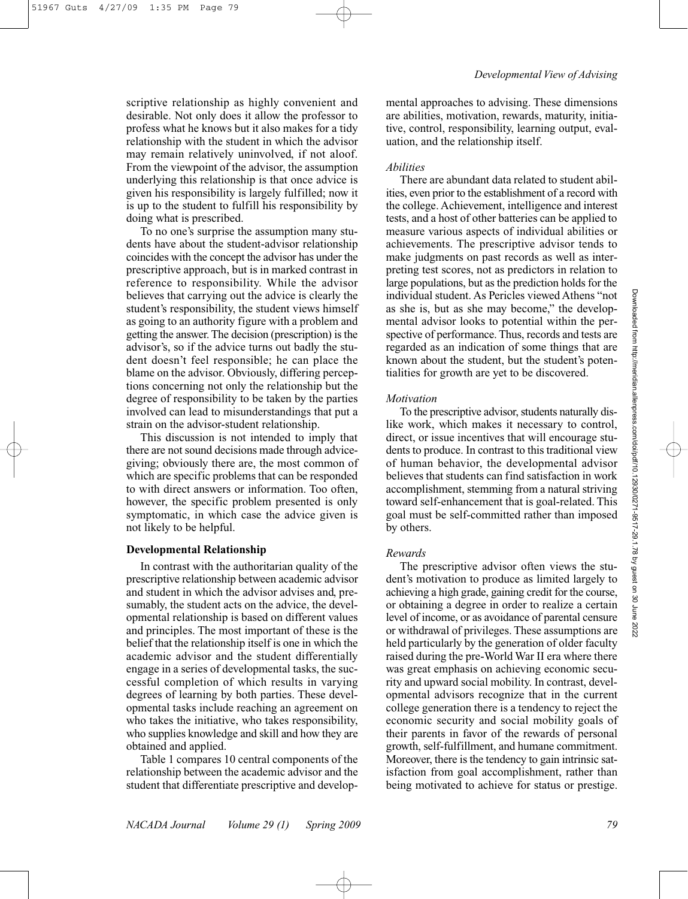scriptive relationship as highly convenient and desirable. Not only does it allow the professor to profess what he knows but it also makes for a tidy relationship with the student in which the advisor may remain relatively uninvolved, if not aloof. From the viewpoint of the advisor, the assumption underlying this relationship is that once advice is given his responsibility is largely fulfilled; now it is up to the student to fulfill his responsibility by doing what is prescribed.

To no one's surprise the assumption many students have about the student-advisor relationship coincides with the concept the advisor has under the prescriptive approach, but is in marked contrast in reference to responsibility. While the advisor believes that carrying out the advice is clearly the student's responsibility, the student views himself as going to an authority figure with a problem and getting the answer. The decision (prescription) is the advisor's, so if the advice turns out badly the student doesn't feel responsible; he can place the blame on the advisor. Obviously, differing perceptions concerning not only the relationship but the degree of responsibility to be taken by the parties involved can lead to misunderstandings that put a strain on the advisor-student relationship.

This discussion is not intended to imply that there are not sound decisions made through advice-giving; obviously there are, the most common of which are specific problems that can be responded to with direct answers or information. Too often, however, the specific problem presented is only symptomatic, in which case the advice given is not likely to be helpful.

### Developmental Relationship

In contrast with the authoritarian quality of the prescriptive relationship between academic advisor and student in which the advisor advises and, presumably, the student acts on the advice, the developmental relationship is based on different values and principles. The most important of these is the belief that the relationship itself is one in which the academic advisor and the student differentially engage in a series of developmental tasks, the successful completion of which results in varying degrees of learning by both parties. These developmental tasks include reaching an agreement on who takes the initiative, who takes responsibility, who supplies knowledge and skill and how they are obtained and applied.

Table 1 compares 10 central components of the relationship between the academic advisor and the student that differentiate prescriptive and developmental approaches to advising. These dimensions are abilities, motivation, rewards, maturity, initiative, control, responsibility, learning output, evaluation, and the relationship itself.

#### *Abilities*

There are abundant data related to student abilities, even prior to the establishment of a record with the college. Achievement, intelligence and interest tests, and a host of other batteries can be applied to measure various aspects of individual abilities or achievements. The prescriptive advisor tends to make judgments on past records as well as interpreting test scores, not as predictors in relation to large populations, but as the prediction holds for the individual student. As Pericles viewed Athens "not as she is, but as she may become," the developmental advisor looks to potential within the perspective of performance. Thus, records and tests are regarded as an indication of some things that are known about the student, but the student's potentialities for growth are yet to be discovered.

#### *Motivation*

To the prescriptive advisor, students naturally dislike work, which makes it necessary to control, direct, or issue incentives that will encourage students to produce. In contrast to this traditional view of human behavior, the developmental advisor believes that students can find satisfaction in work accomplishment, stemming from a natural striving toward self-enhancement that is goal-related. This goal must be self-committed rather than imposed by others.

#### *Rewards*

The prescriptive advisor often views the student's motivation to produce as limited largely to achieving a high grade, gaining credit for the course, or obtaining a degree in order to realize a certain level of income, or as avoidance of parental censure or withdrawal of privileges. These assumptions are held particularly by the generation of older faculty raised during the pre-World War II era where there was great emphasis on achieving economic security and upward social mobility. In contrast, developmental advisors recognize that in the current college generation there is a tendency to reject the economic security and social mobility goals of their parents in favor of the rewards of personal growth, self-fulfillment, and humane commitment. Moreover, there is the tendency to gain intrinsic satisfaction from goal accomplishment, rather than being motivated to achieve for status or prestige.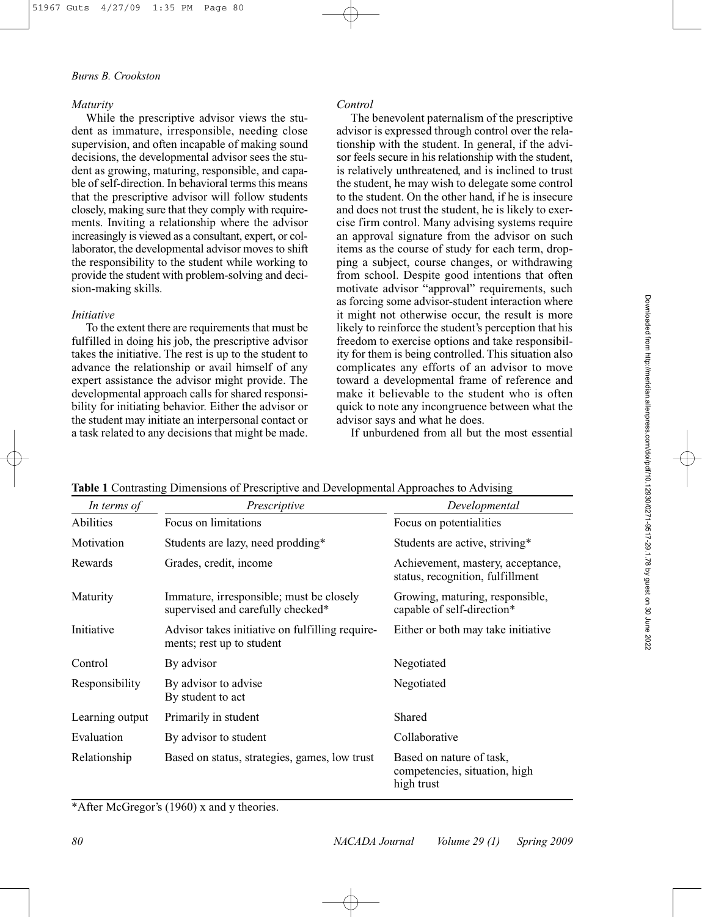### *Maturity*

While the prescriptive advisor views the student as immature, irresponsible, needing close supervision, and often incapable of making sound decisions, the developmental advisor sees the student as growing, maturing, responsible, and capable of self-direction. In behavioral terms this means that the prescriptive advisor will follow students closely, making sure that they comply with requirements. Inviting a relationship where the advisor increasingly is viewed as a consultant, expert, or collaborator, the developmental advisor moves to shift the responsibility to the student while working to provide the student with problem-solving and decision-making skills.

### *Initiative*

To the extent there are requirements that must be fulfilled in doing his job, the prescriptive advisor takes the initiative. The rest is up to the student to advance the relationship or avail himself of any expert assistance the advisor might provide. The developmental approach calls for shared responsibility for initiating behavior. Either the advisor or the student may initiate an interpersonal contact or a task related to any decisions that might be made.

### *Control*

The benevolent paternalism of the prescriptive advisor is expressed through control over the relationship with the student. In general, if the advisor feels secure in his relationship with the student, is relatively unthreatened, and is inclined to trust the student, he may wish to delegate some control to the student. On the other hand, if he is insecure and does not trust the student, he is likely to exercise firm control. Many advising systems require an approval signature from the advisor on such items as the course of study for each term, dropping a subject, course changes, or withdrawing from school. Despite good intentions that often motivate advisor "approval" requirements, such as forcing some advisor-student interaction where it might not otherwise occur, the result is more likely to reinforce the student's perception that his freedom to exercise options and take responsibility for them is being controlled. This situation also complicates any efforts of an advisor to move toward a developmental frame of reference and make it believable to the student who is often quick to note any incongruence between what the advisor says and what he does.

If unburdened from all but the most essential

**Table 1** Contrasting Dimensions of Prescriptive and Developmental Approaches to Advising

| *In terms of* | *Prescriptive* | *Developmental* |
|---|---|---|
| Abilities | Focus on limitations | Focus on potentialities |
| Motivation | Students are lazy, need prodding* | Students are active, striving* |
| Rewards | Grades, credit, income | Achievement, mastery, acceptance, status, recognition, fulfillment |
| Maturity | Immature, irresponsible; must be closely supervised and carefully checked* | Growing, maturing, responsible, capable of self-direction* |
| Initiative | Advisor takes initiative on fulfilling requirements; rest up to student | Either or both may take initiative |
| Control | By advisor | Negotiated |
| Responsibility | By advisor to advise<br>By student to act | Negotiated |
| Learning output | Primarily in student | Shared |
| Evaluation | By advisor to student | Collaborative |
| Relationship | Based on status, strategies, games, low trust | Based on nature of task, competencies, situation, high trust |

*After McGregor's (1960) x and y theories.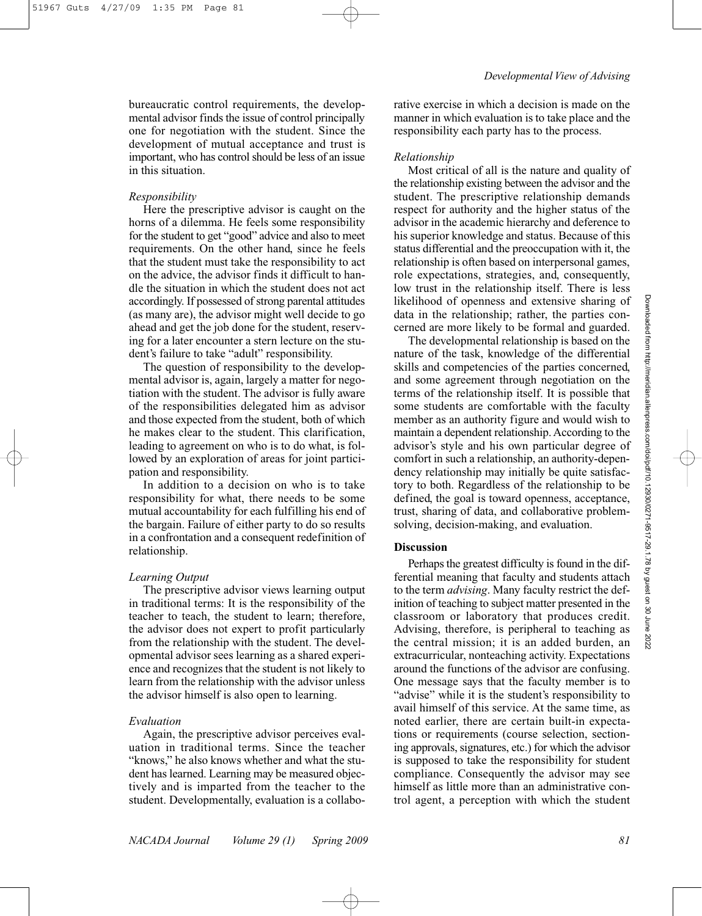bureaucratic control requirements, the developmental advisor finds the issue of control principally one for negotiation with the student. Since the development of mutual acceptance and trust is important, who has control should be less of an issue in this situation.

*Responsibility*

Here the prescriptive advisor is caught on the horns of a dilemma. He feels some responsibility for the student to get "good" advice and also to meet requirements. On the other hand, since he feels that the student must take the responsibility to act on the advice, the advisor finds it difficult to handle the situation in which the student does not act accordingly. If possessed of strong parental attitudes (as many are), the advisor might well decide to go ahead and get the job done for the student, reserving for a later encounter a stern lecture on the student's failure to take "adult" responsibility.

The question of responsibility to the developmental advisor is, again, largely a matter for negotiation with the student. The advisor is fully aware of the responsibilities delegated him as advisor and those expected from the student, both of which he makes clear to the student. This clarification, leading to agreement on who is to do what, is followed by an exploration of areas for joint participation and responsibility.

In addition to a decision on who is to take responsibility for what, there needs to be some mutual accountability for each fulfilling his end of the bargain. Failure of either party to do so results in a confrontation and a consequent redefinition of relationship.

*Learning Output*

The prescriptive advisor views learning output in traditional terms: It is the responsibility of the teacher to teach, the student to learn; therefore, the advisor does not expert to profit particularly from the relationship with the student. The developmental advisor sees learning as a shared experience and recognizes that the student is not likely to learn from the relationship with the advisor unless the advisor himself is also open to learning.

*Evaluation*

Again, the prescriptive advisor perceives evaluation in traditional terms. Since the teacher "knows," he also knows whether and what the student has learned. Learning may be measured objectively and is imparted from the teacher to the student. Developmentally, evaluation is a collaborative exercise in which a decision is made on the manner in which evaluation is to take place and the responsibility each party has to the process.

*Relationship*

Most critical of all is the nature and quality of the relationship existing between the advisor and the student. The prescriptive relationship demands respect for authority and the higher status of the advisor in the academic hierarchy and deference to his superior knowledge and status. Because of this status differential and the preoccupation with it, the relationship is often based on interpersonal games, role expectations, strategies, and, consequently, low trust in the relationship itself. There is less likelihood of openness and extensive sharing of data in the relationship; rather, the parties concerned are more likely to be formal and guarded.

The developmental relationship is based on the nature of the task, knowledge of the differential skills and competencies of the parties concerned, and some agreement through negotiation on the terms of the relationship itself. It is possible that some students are comfortable with the faculty member as an authority figure and would wish to maintain a dependent relationship. According to the advisor's style and his own particular degree of comfort in such a relationship, an authority-dependency relationship may initially be quite satisfactory to both. Regardless of the relationship to be defined, the goal is toward openness, acceptance, trust, sharing of data, and collaborative problem-solving, decision-making, and evaluation.

**Discussion**

Perhaps the greatest difficulty is found in the differential meaning that faculty and students attach to the term *advising*. Many faculty restrict the definition of teaching to subject matter presented in the classroom or laboratory that produces credit. Advising, therefore, is peripheral to teaching as the central mission; it is an added burden, an extracurricular, nonteaching activity. Expectations around the functions of the advisor are confusing. One message says that the faculty member is to "advise" while it is the student's responsibility to avail himself of this service. At the same time, as noted earlier, there are certain built-in expectations or requirements (course selection, sectioning approvals, signatures, etc.) for which the advisor is supposed to take the responsibility for student compliance. Consequently the advisor may see himself as little more than an administrative control agent, a perception with which the student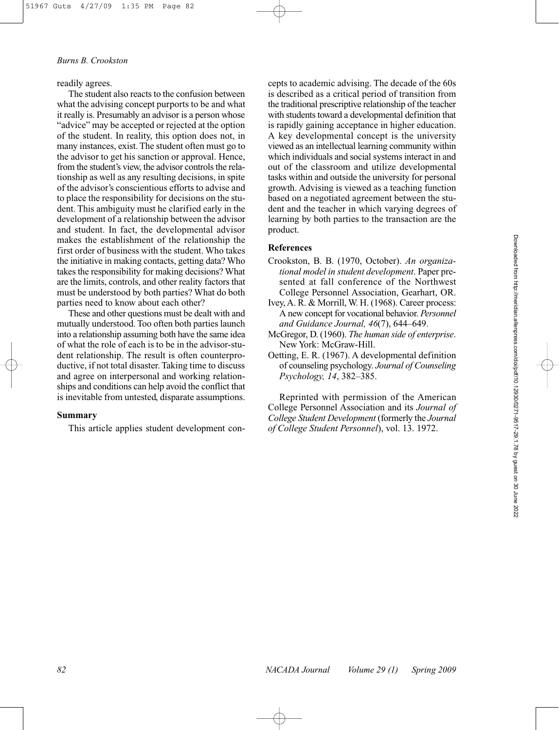readily agrees.

The student also reacts to the confusion between what the advising concept purports to be and what it really is. Presumably an advisor is a person whose "advice" may be accepted or rejected at the option of the student. In reality, this option does not, in many instances, exist. The student often must go to the advisor to get his sanction or approval. Hence, from the student's view, the advisor controls the relationship as well as any resulting decisions, in spite of the advisor's conscientious efforts to advise and to place the responsibility for decisions on the student. This ambiguity must he clarified early in the development of a relationship between the advisor and student. In fact, the developmental advisor makes the establishment of the relationship the first order of business with the student. Who takes the initiative in making contacts, getting data? Who takes the responsibility for making decisions? What are the limits, controls, and other reality factors that must be understood by both parties? What do both parties need to know about each other?

These and other questions must be dealt with and mutually understood. Too often both parties launch into a relationship assuming both have the same idea of what the role of each is to be in the advisor-student relationship. The result is often counterproductive, if not total disaster. Taking time to discuss and agree on interpersonal and working relationships and conditions can help avoid the conflict that is inevitable from untested, disparate assumptions.

## Summary

This article applies student development concepts to academic advising. The decade of the 60s is described as a critical period of transition from the traditional prescriptive relationship of the teacher with students toward a developmental definition that is rapidly gaining acceptance in higher education. A key developmental concept is the university viewed as an intellectual learning community within which individuals and social systems interact in and out of the classroom and utilize developmental tasks within and outside the university for personal growth. Advising is viewed as a teaching function based on a negotiated agreement between the student and the teacher in which varying degrees of learning by both parties to the transaction are the product.

## References

Crookston, B. B. (1970, October). *An organizational model in student development*. Paper presented at fall conference of the Northwest College Personnel Association, Gearhart, OR.

Ivey, A. R. & Morrill, W. H. (1968). Career process: A new concept for vocational behavior. *Personnel and Guidance Journal, 46*(7), 644–649.

McGregor, D. (1960). *The human side of enterprise*. New York: McGraw-Hill.

Oetting, E. R. (1967). A developmental definition of counseling psychology. *Journal of Counseling Psychology, 14*, 382–385.

Reprinted with permission of the American College Personnel Association and its *Journal of College Student Development* (formerly the *Journal of College Student Personnel*), vol. 13. 1972.